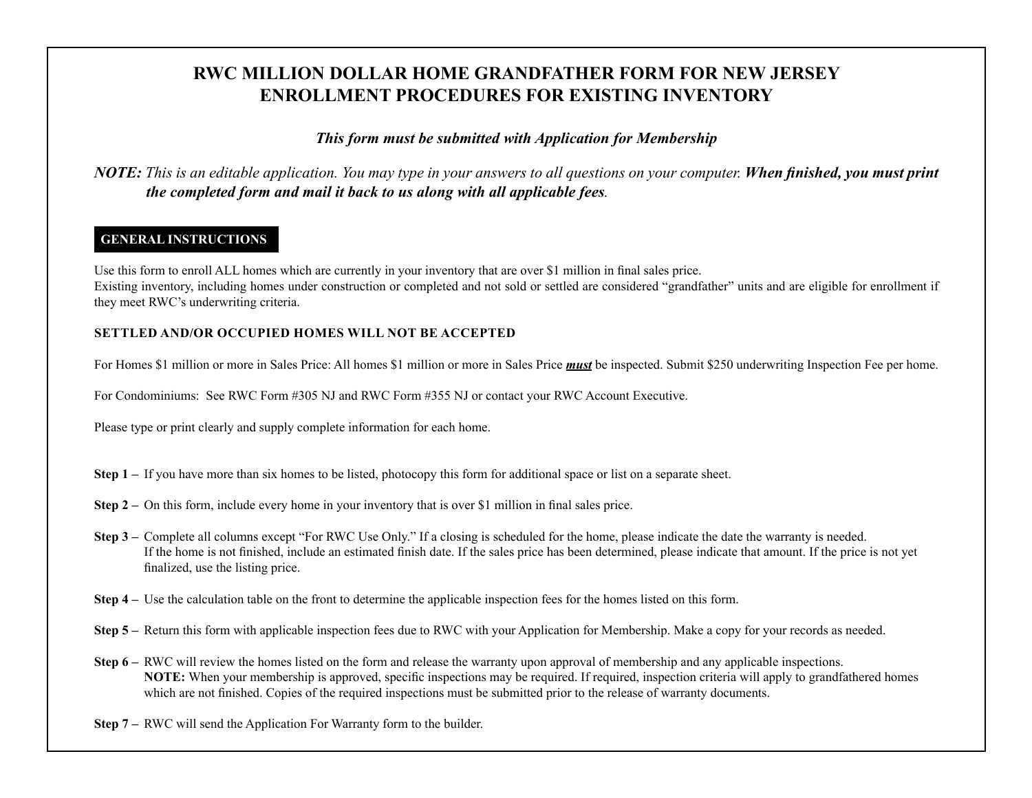# RWC MILLION DOLLAR HOME GRANDFATHER FORM FOR NEW JERSEY
# ENROLLMENT PROCEDURES FOR EXISTING INVENTORY

***This form must be submitted with Application for Membership***

***NOTE:*** *This is an editable application. You may type in your answers to all questions on your computer.* ***When finished, you must print the completed form and mail it back to us along with all applicable fees****.*

## GENERAL INSTRUCTIONS

Use this form to enroll ALL homes which are currently in your inventory that are over $1 million in final sales price.
Existing inventory, including homes under construction or completed and not sold or settled are considered "grandfather" units and are eligible for enrollment if they meet RWC's underwriting criteria.

**SETTLED AND/OR OCCUPIED HOMES WILL NOT BE ACCEPTED**

For Homes $1 million or more in Sales Price: All homes $1 million or more in Sales Price ***must*** be inspected. Submit $250 underwriting Inspection Fee per home.

For Condominiums: See RWC Form #305 NJ and RWC Form #355 NJ or contact your RWC Account Executive.

Please type or print clearly and supply complete information for each home.

**Step 1 –** If you have more than six homes to be listed, photocopy this form for additional space or list on a separate sheet.

**Step 2 –** On this form, include every home in your inventory that is over $1 million in final sales price.

**Step 3 –** Complete all columns except "For RWC Use Only." If a closing is scheduled for the home, please indicate the date the warranty is needed. If the home is not finished, include an estimated finish date. If the sales price has been determined, please indicate that amount. If the price is not yet finalized, use the listing price.

**Step 4 –** Use the calculation table on the front to determine the applicable inspection fees for the homes listed on this form.

**Step 5 –** Return this form with applicable inspection fees due to RWC with your Application for Membership. Make a copy for your records as needed.

**Step 6 –** RWC will review the homes listed on the form and release the warranty upon approval of membership and any applicable inspections. **NOTE:** When your membership is approved, specific inspections may be required. If required, inspection criteria will apply to grandfathered homes which are not finished. Copies of the required inspections must be submitted prior to the release of warranty documents.

**Step 7 –** RWC will send the Application For Warranty form to the builder.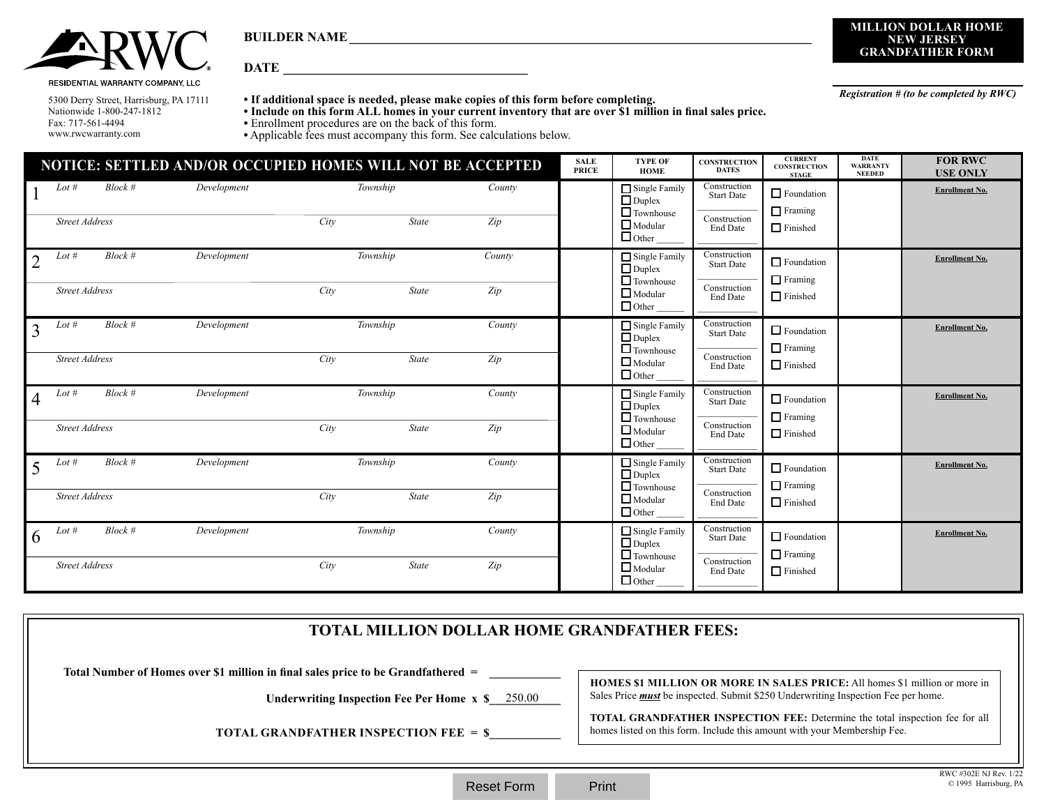RWC
RESIDENTIAL WARRANTY COMPANY, LLC

5300 Derry Street, Harrisburg, PA 17111
Nationwide 1-800-247-1812
Fax: 717-561-4494
www.rwcwarranty.com

**BUILDER NAME** ____________________________________________

**DATE** ______________________________

**MILLION DOLLAR HOME NEW JERSEY GRANDFATHER FORM**

*Registration # (to be completed by RWC)*

- **If additional space is needed, please make copies of this form before completing.**
- **Include on this form ALL homes in your current inventory that are over $1 million in final sales price.**
- Enrollment procedures are on the back of this form.
- Applicable fees must accompany this form. See calculations below.

| | NOTICE: SETTLED AND/OR OCCUPIED HOMES WILL NOT BE ACCEPTED | SALE PRICE | TYPE OF HOME | CONSTRUCTION DATES | CURRENT CONSTRUCTION STAGE | DATE WARRANTY NEEDED | FOR RWC USE ONLY |
|---|---|---|---|---|---|---|---|
| 1 | *Lot #* *Block #* *Development* *Township* *County*<br>*Street Address* *City* *State* *Zip* | | ☐ Single Family<br>☐ Duplex<br>☐ Townhouse<br>☐ Modular<br>☐ Other ______ | Construction Start Date ______<br>Construction End Date ______ | ☐ Foundation<br>☐ Framing<br>☐ Finished | | Enrollment No. |
| 2 | *Lot #* *Block #* *Development* *Township* *County*<br>*Street Address* *City* *State* *Zip* | | ☐ Single Family<br>☐ Duplex<br>☐ Townhouse<br>☐ Modular<br>☐ Other ______ | Construction Start Date ______<br>Construction End Date ______ | ☐ Foundation<br>☐ Framing<br>☐ Finished | | Enrollment No. |
| 3 | *Lot #* *Block #* *Development* *Township* *County*<br>*Street Address* *City* *State* *Zip* | | ☐ Single Family<br>☐ Duplex<br>☐ Townhouse<br>☐ Modular<br>☐ Other ______ | Construction Start Date ______<br>Construction End Date ______ | ☐ Foundation<br>☐ Framing<br>☐ Finished | | Enrollment No. |
| 4 | *Lot #* *Block #* *Development* *Township* *County*<br>*Street Address* *City* *State* *Zip* | | ☐ Single Family<br>☐ Duplex<br>☐ Townhouse<br>☐ Modular<br>☐ Other ______ | Construction Start Date ______<br>Construction End Date ______ | ☐ Foundation<br>☐ Framing<br>☐ Finished | | Enrollment No. |
| 5 | *Lot #* *Block #* *Development* *Township* *County*<br>*Street Address* *City* *State* *Zip* | | ☐ Single Family<br>☐ Duplex<br>☐ Townhouse<br>☐ Modular<br>☐ Other ______ | Construction Start Date ______<br>Construction End Date ______ | ☐ Foundation<br>☐ Framing<br>☐ Finished | | Enrollment No. |
| 6 | *Lot #* *Block #* *Development* *Township* *County*<br>*Street Address* *City* *State* *Zip* | | ☐ Single Family<br>☐ Duplex<br>☐ Townhouse<br>☐ Modular<br>☐ Other ______ | Construction Start Date ______<br>Construction End Date ______ | ☐ Foundation<br>☐ Framing<br>☐ Finished | | Enrollment No. |

## TOTAL MILLION DOLLAR HOME GRANDFATHER FEES:

**Total Number of Homes over $1 million in final sales price to be Grandfathered =** ___________

**Underwriting Inspection Fee Per Home x $** 250.00

**TOTAL GRANDFATHER INSPECTION FEE = $**___________

**HOMES $1 MILLION OR MORE IN SALES PRICE:** All homes $1 million or more in Sales Price ***must*** be inspected. Submit $250 Underwriting Inspection Fee per home.

**TOTAL GRANDFATHER INSPECTION FEE:** Determine the total inspection fee for all homes listed on this form. Include this amount with your Membership Fee.

Reset Form    Print

RWC #302E NJ Rev. 1/22
© 1995 Harrisburg, PA